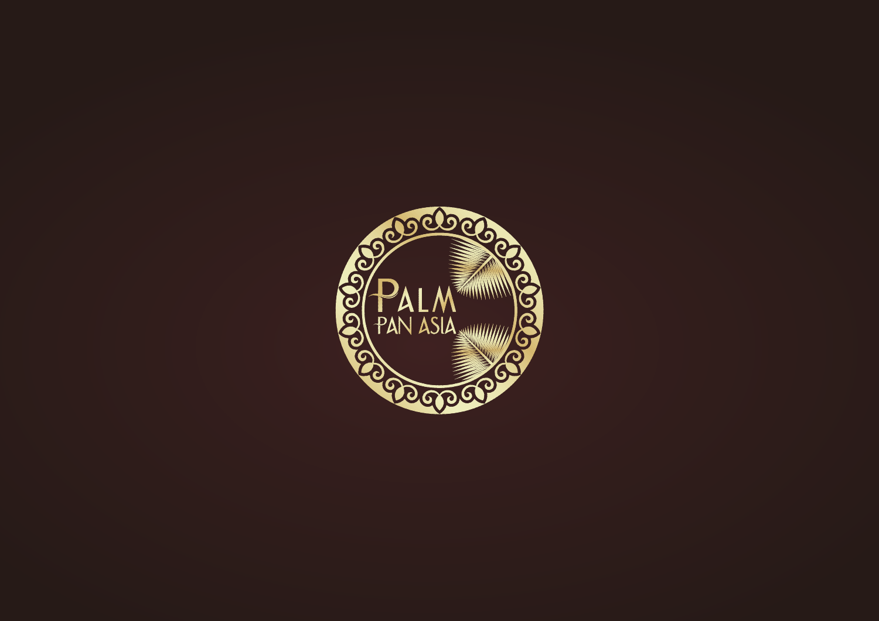PALM
PAN ASIA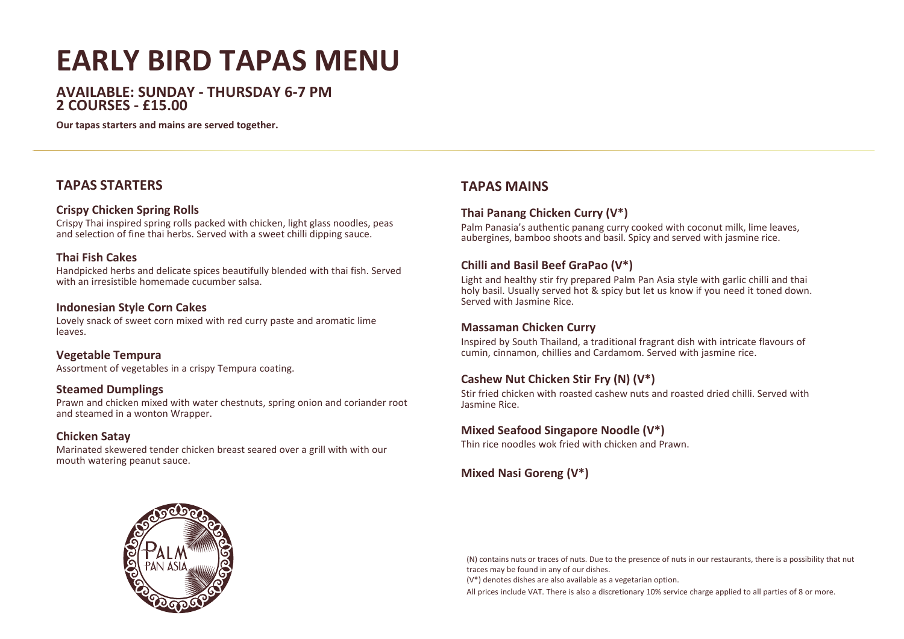# EARLY BIRD TAPAS MENU

## AVAILABLE: SUNDAY - THURSDAY 6-7 PM
## 2 COURSES - £15.00

**Our tapas starters and mains are served together.**

## TAPAS STARTERS

### Crispy Chicken Spring Rolls

Crispy Thai inspired spring rolls packed with chicken, light glass noodles, peas and selection of fine thai herbs. Served with a sweet chilli dipping sauce.

### Thai Fish Cakes

Handpicked herbs and delicate spices beautifully blended with thai fish. Served with an irresistible homemade cucumber salsa.

### Indonesian Style Corn Cakes

Lovely snack of sweet corn mixed with red curry paste and aromatic lime leaves.

### Vegetable Tempura

Assortment of vegetables in a crispy Tempura coating.

### Steamed Dumplings

Prawn and chicken mixed with water chestnuts, spring onion and coriander root and steamed in a wonton Wrapper.

### Chicken Satay

Marinated skewered tender chicken breast seared over a grill with with our mouth watering peanut sauce.

## TAPAS MAINS

### Thai Panang Chicken Curry (V*)

Palm Panasia's authentic panang curry cooked with coconut milk, lime leaves, aubergines, bamboo shoots and basil. Spicy and served with jasmine rice.

### Chilli and Basil Beef GraPao (V*)

Light and healthy stir fry prepared Palm Pan Asia style with garlic chilli and thai holy basil. Usually served hot & spicy but let us know if you need it toned down. Served with Jasmine Rice.

### Massaman Chicken Curry

Inspired by South Thailand, a traditional fragrant dish with intricate flavours of cumin, cinnamon, chillies and Cardamom. Served with jasmine rice.

### Cashew Nut Chicken Stir Fry (N) (V*)

Stir fried chicken with roasted cashew nuts and roasted dried chilli. Served with Jasmine Rice.

### Mixed Seafood Singapore Noodle (V*)

Thin rice noodles wok fried with chicken and Prawn.

### Mixed Nasi Goreng (V*)

PALM PAN ASIA

(N) contains nuts or traces of nuts. Due to the presence of nuts in our restaurants, there is a possibility that nut traces may be found in any of our dishes.

(V*) denotes dishes are also available as a vegetarian option.

All prices include VAT. There is also a discretionary 10% service charge applied to all parties of 8 or more.